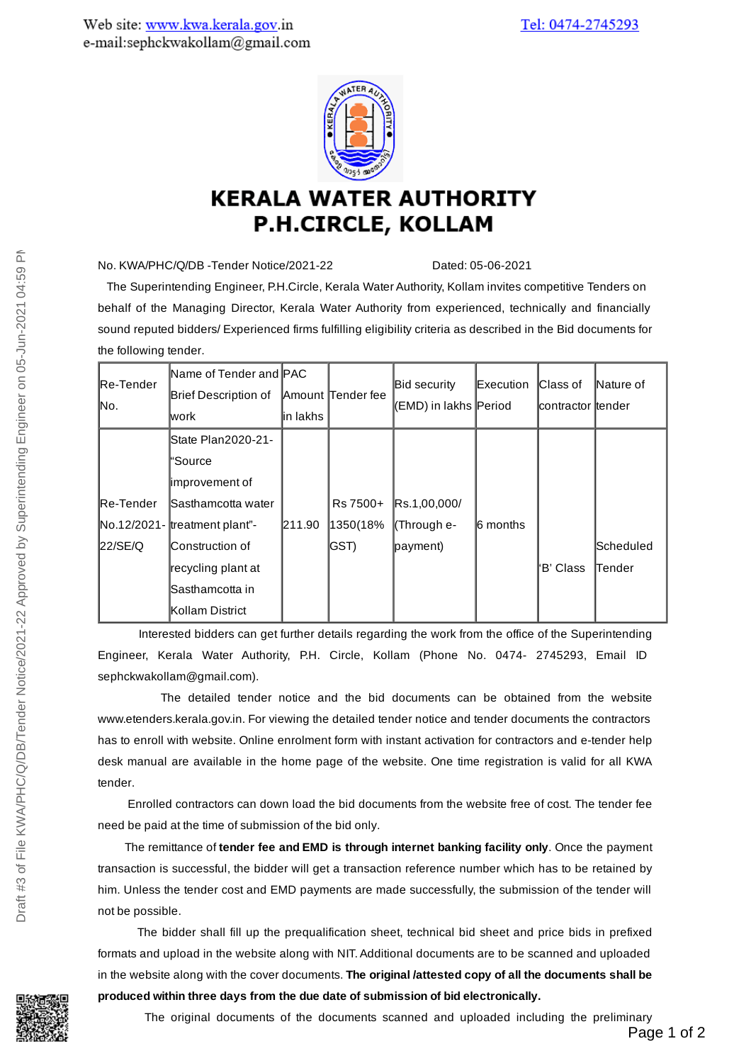Web site: www.kwa.kerala.gov.in
e-mail:sephckwakollam@gmail.com

Tel: 0474-2745293

# KERALA WATER AUTHORITY
# P.H.CIRCLE, KOLLAM

No. KWA/PHC/Q/DB -Tender Notice/2021-22 Dated: 05-06-2021

The Superintending Engineer, P.H.Circle, Kerala Water Authority, Kollam invites competitive Tenders on behalf of the Managing Director, Kerala Water Authority from experienced, technically and financially sound reputed bidders/ Experienced firms fulfilling eligibility criteria as described in the Bid documents for the following tender.

| Re-Tender No. | Name of Tender and Brief Description of work | PAC Amount in lakhs | Tender fee | Bid security (EMD) in lakhs | Execution Period | Class of contractor | Nature of tender |
|---|---|---|---|---|---|---|---|
| Re-Tender No.12/2021-22/SE/Q | State Plan2020-21-"Source improvement of Sasthamcotta water treatment plant"- Construction of recycling plant at Sasthamcotta in Kollam District | 211.90 | Rs 7500+ 1350(18% GST) | Rs.1,00,000/ (Through e-payment) | 6 months | 'B' Class | Scheduled Tender |

Interested bidders can get further details regarding the work from the office of the Superintending Engineer, Kerala Water Authority, P.H. Circle, Kollam (Phone No. 0474- 2745293, Email ID sephckwakollam@gmail.com).

The detailed tender notice and the bid documents can be obtained from the website www.etenders.kerala.gov.in. For viewing the detailed tender notice and tender documents the contractors has to enroll with website. Online enrolment form with instant activation for contractors and e-tender help desk manual are available in the home page of the website. One time registration is valid for all KWA tender.

Enrolled contractors can down load the bid documents from the website free of cost. The tender fee need be paid at the time of submission of the bid only.

The remittance of **tender fee and EMD is through internet banking facility only**. Once the payment transaction is successful, the bidder will get a transaction reference number which has to be retained by him. Unless the tender cost and EMD payments are made successfully, the submission of the tender will not be possible.

The bidder shall fill up the prequalification sheet, technical bid sheet and price bids in prefixed formats and upload in the website along with NIT. Additional documents are to be scanned and uploaded in the website along with the cover documents. **The original /attested copy of all the documents shall be produced within three days from the due date of submission of bid electronically.**

The original documents of the documents scanned and uploaded including the preliminary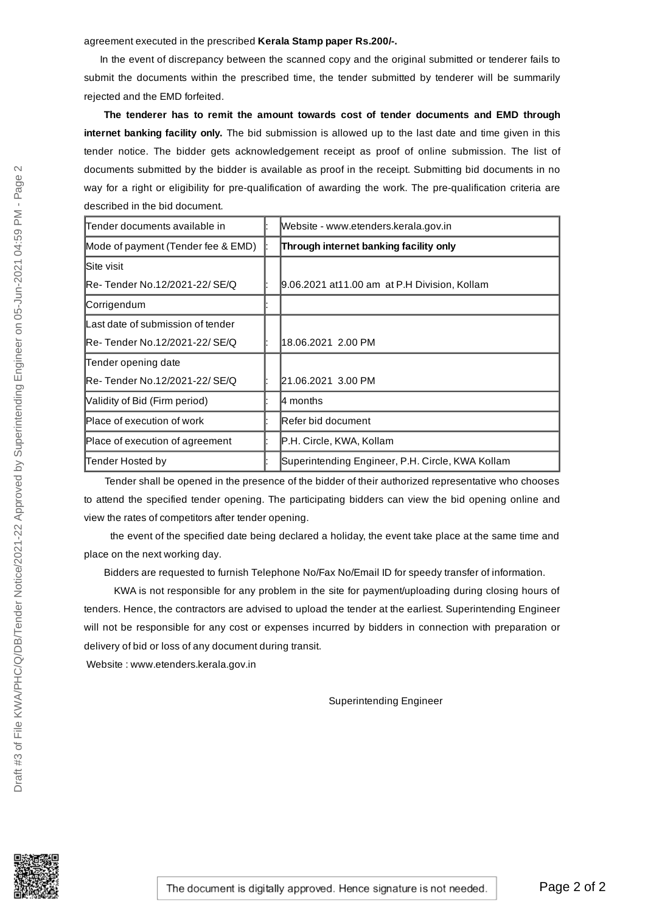agreement executed in the prescribed **Kerala Stamp paper Rs.200/-.**

In the event of discrepancy between the scanned copy and the original submitted or tenderer fails to submit the documents within the prescribed time, the tender submitted by tenderer will be summarily rejected and the EMD forfeited.

**The tenderer has to remit the amount towards cost of tender documents and EMD through internet banking facility only.** The bid submission is allowed up to the last date and time given in this tender notice. The bidder gets acknowledgement receipt as proof of online submission. The list of documents submitted by the bidder is available as proof in the receipt. Submitting bid documents in no way for a right or eligibility for pre-qualification of awarding the work. The pre-qualification criteria are described in the bid document.

| | | |
|---|---|---|
| Tender documents available in | : | Website - www.etenders.kerala.gov.in |
| Mode of payment (Tender fee & EMD) | : | **Through internet banking facility only** |
| Site visit<br>Re- Tender No.12/2021-22/ SE/Q | : | 9.06.2021 at11.00 am at P.H Division, Kollam |
| Corrigendum | : | |
| Last date of submission of tender<br>Re- Tender No.12/2021-22/ SE/Q | : | 18.06.2021 2.00 PM |
| Tender opening date<br>Re- Tender No.12/2021-22/ SE/Q | : | 21.06.2021 3.00 PM |
| Validity of Bid (Firm period) | : | 4 months |
| Place of execution of work | : | Refer bid document |
| Place of execution of agreement | : | P.H. Circle, KWA, Kollam |
| Tender Hosted by | : | Superintending Engineer, P.H. Circle, KWA Kollam |

Tender shall be opened in the presence of the bidder of their authorized representative who chooses to attend the specified tender opening. The participating bidders can view the bid opening online and view the rates of competitors after tender opening.

the event of the specified date being declared a holiday, the event take place at the same time and place on the next working day.

Bidders are requested to furnish Telephone No/Fax No/Email ID for speedy transfer of information.

KWA is not responsible for any problem in the site for payment/uploading during closing hours of tenders. Hence, the contractors are advised to upload the tender at the earliest. Superintending Engineer will not be responsible for any cost or expenses incurred by bidders in connection with preparation or delivery of bid or loss of any document during transit.

Website : www.etenders.kerala.gov.in

Superintending Engineer

The document is digitally approved. Hence signature is not needed.